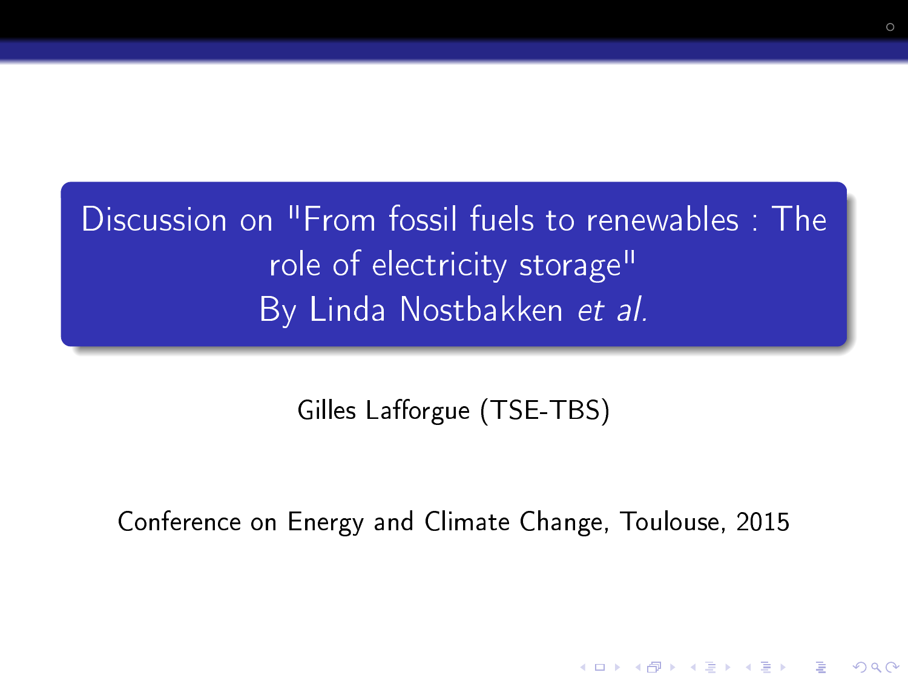# Discussion on "From fossil fuels to renewables : The role of electricity storage"
# By Linda Nostbakken *et al.*

Gilles Lafforgue (TSE-TBS)

Conference on Energy and Climate Change, Toulouse, 2015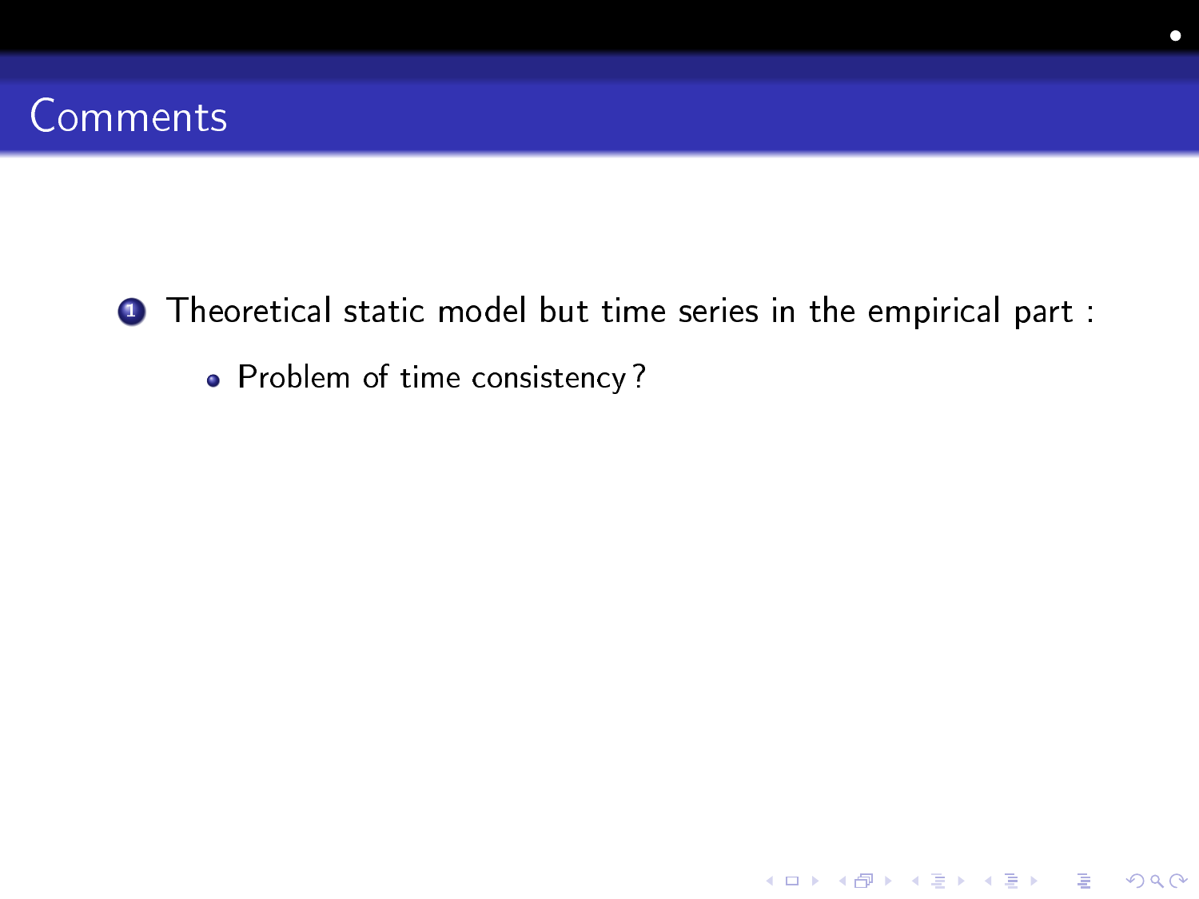# Comments

1. Theoretical static model but time series in the empirical part :
   - Problem of time consistency ?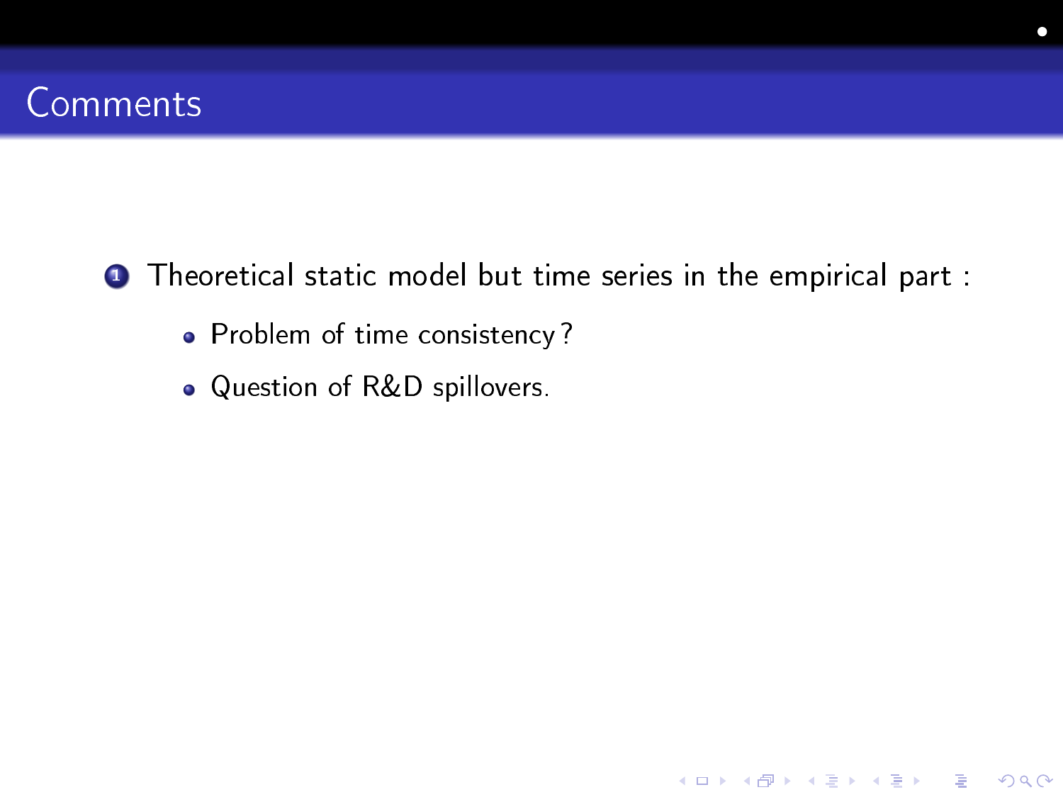# Comments

1. Theoretical static model but time series in the empirical part :
   - Problem of time consistency ?
   - Question of R&D spillovers.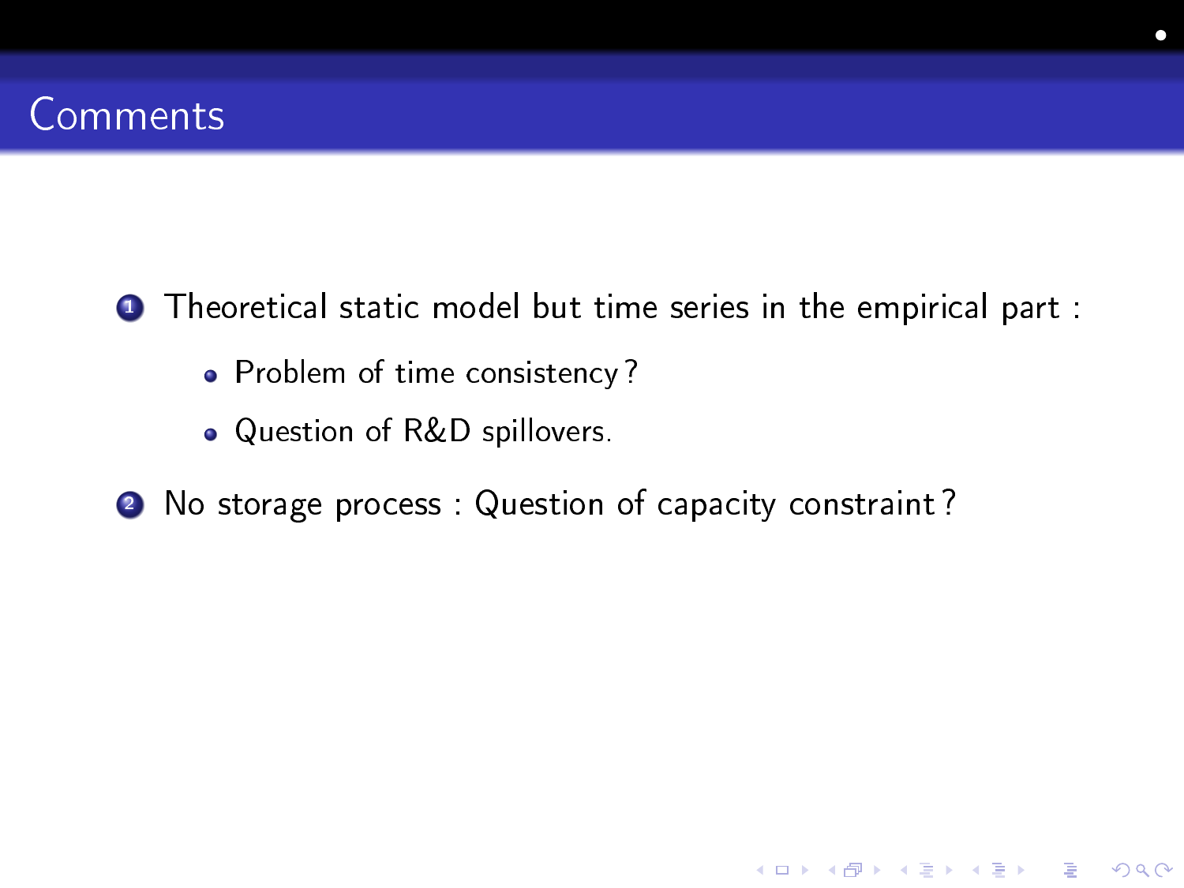# Comments

1. Theoretical static model but time series in the empirical part :
   - Problem of time consistency ?
   - Question of R&D spillovers.
2. No storage process : Question of capacity constraint ?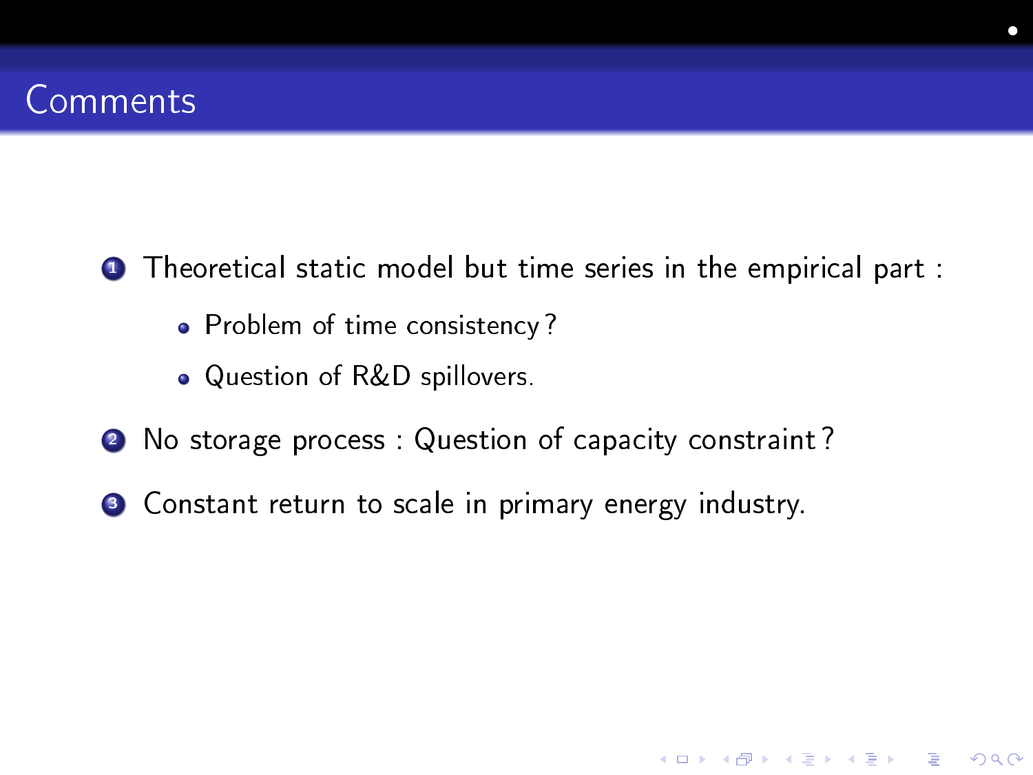# Comments

1. Theoretical static model but time series in the empirical part :
   - Problem of time consistency ?
   - Question of R&D spillovers.
2. No storage process : Question of capacity constraint ?
3. Constant return to scale in primary energy industry.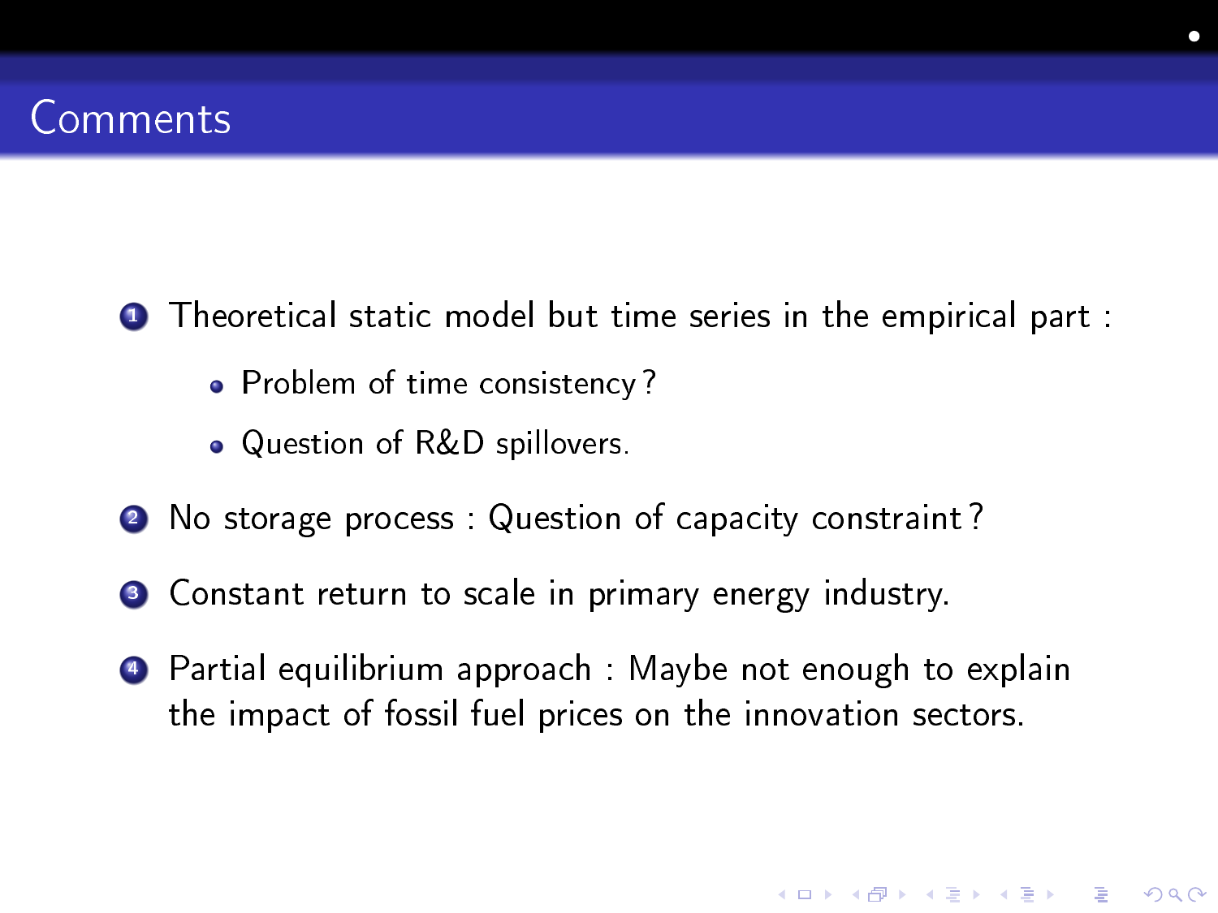# Comments

1. Theoretical static model but time series in the empirical part :
   - Problem of time consistency ?
   - Question of R&D spillovers.
2. No storage process : Question of capacity constraint ?
3. Constant return to scale in primary energy industry.
4. Partial equilibrium approach : Maybe not enough to explain the impact of fossil fuel prices on the innovation sectors.